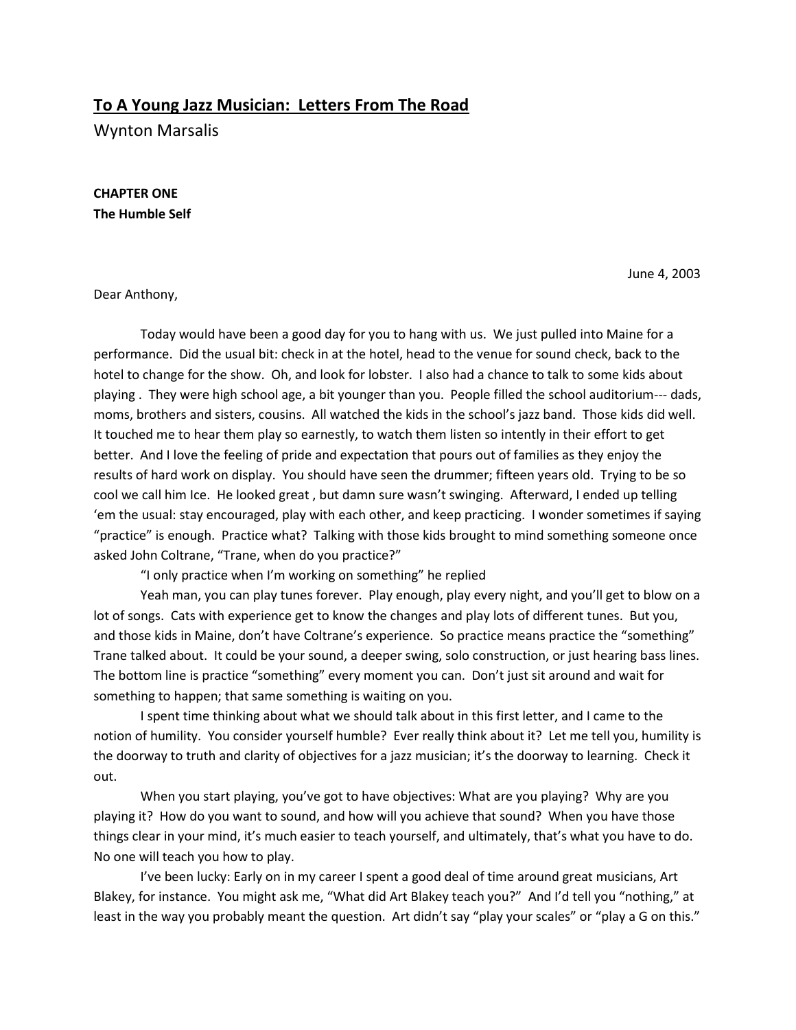# To A Young Jazz Musician: Letters From The Road

Wynton Marsalis

**CHAPTER ONE**
**The Humble Self**

June 4, 2003

Dear Anthony,

Today would have been a good day for you to hang with us. We just pulled into Maine for a performance. Did the usual bit: check in at the hotel, head to the venue for sound check, back to the hotel to change for the show. Oh, and look for lobster. I also had a chance to talk to some kids about playing . They were high school age, a bit younger than you. People filled the school auditorium--- dads, moms, brothers and sisters, cousins. All watched the kids in the school's jazz band. Those kids did well. It touched me to hear them play so earnestly, to watch them listen so intently in their effort to get better. And I love the feeling of pride and expectation that pours out of families as they enjoy the results of hard work on display. You should have seen the drummer; fifteen years old. Trying to be so cool we call him Ice. He looked great , but damn sure wasn't swinging. Afterward, I ended up telling 'em the usual: stay encouraged, play with each other, and keep practicing. I wonder sometimes if saying "practice" is enough. Practice what? Talking with those kids brought to mind something someone once asked John Coltrane, "Trane, when do you practice?"

"I only practice when I'm working on something" he replied

Yeah man, you can play tunes forever. Play enough, play every night, and you'll get to blow on a lot of songs. Cats with experience get to know the changes and play lots of different tunes. But you, and those kids in Maine, don't have Coltrane's experience. So practice means practice the "something" Trane talked about. It could be your sound, a deeper swing, solo construction, or just hearing bass lines. The bottom line is practice "something" every moment you can. Don't just sit around and wait for something to happen; that same something is waiting on you.

I spent time thinking about what we should talk about in this first letter, and I came to the notion of humility. You consider yourself humble? Ever really think about it? Let me tell you, humility is the doorway to truth and clarity of objectives for a jazz musician; it's the doorway to learning. Check it out.

When you start playing, you've got to have objectives: What are you playing? Why are you playing it? How do you want to sound, and how will you achieve that sound? When you have those things clear in your mind, it's much easier to teach yourself, and ultimately, that's what you have to do. No one will teach you how to play.

I've been lucky: Early on in my career I spent a good deal of time around great musicians, Art Blakey, for instance. You might ask me, "What did Art Blakey teach you?" And I'd tell you "nothing," at least in the way you probably meant the question. Art didn't say "play your scales" or "play a G on this."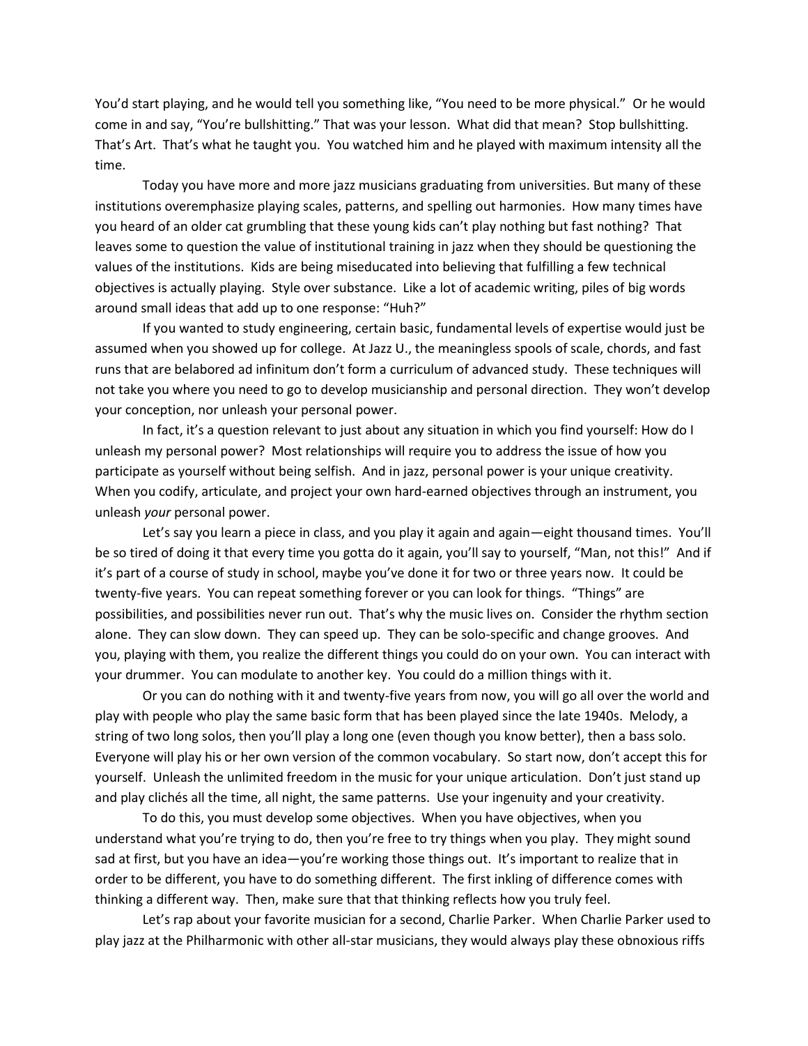You'd start playing, and he would tell you something like, "You need to be more physical." Or he would come in and say, "You're bullshitting." That was your lesson. What did that mean? Stop bullshitting. That's Art. That's what he taught you. You watched him and he played with maximum intensity all the time.

Today you have more and more jazz musicians graduating from universities. But many of these institutions overemphasize playing scales, patterns, and spelling out harmonies. How many times have you heard of an older cat grumbling that these young kids can't play nothing but fast nothing? That leaves some to question the value of institutional training in jazz when they should be questioning the values of the institutions. Kids are being miseducated into believing that fulfilling a few technical objectives is actually playing. Style over substance. Like a lot of academic writing, piles of big words around small ideas that add up to one response: "Huh?"

If you wanted to study engineering, certain basic, fundamental levels of expertise would just be assumed when you showed up for college. At Jazz U., the meaningless spools of scale, chords, and fast runs that are belabored ad infinitum don't form a curriculum of advanced study. These techniques will not take you where you need to go to develop musicianship and personal direction. They won't develop your conception, nor unleash your personal power.

In fact, it's a question relevant to just about any situation in which you find yourself: How do I unleash my personal power? Most relationships will require you to address the issue of how you participate as yourself without being selfish. And in jazz, personal power is your unique creativity. When you codify, articulate, and project your own hard-earned objectives through an instrument, you unleash *your* personal power.

Let's say you learn a piece in class, and you play it again and again—eight thousand times. You'll be so tired of doing it that every time you gotta do it again, you'll say to yourself, "Man, not this!" And if it's part of a course of study in school, maybe you've done it for two or three years now. It could be twenty-five years. You can repeat something forever or you can look for things. "Things" are possibilities, and possibilities never run out. That's why the music lives on. Consider the rhythm section alone. They can slow down. They can speed up. They can be solo-specific and change grooves. And you, playing with them, you realize the different things you could do on your own. You can interact with your drummer. You can modulate to another key. You could do a million things with it.

Or you can do nothing with it and twenty-five years from now, you will go all over the world and play with people who play the same basic form that has been played since the late 1940s. Melody, a string of two long solos, then you'll play a long one (even though you know better), then a bass solo. Everyone will play his or her own version of the common vocabulary. So start now, don't accept this for yourself. Unleash the unlimited freedom in the music for your unique articulation. Don't just stand up and play clichés all the time, all night, the same patterns. Use your ingenuity and your creativity.

To do this, you must develop some objectives. When you have objectives, when you understand what you're trying to do, then you're free to try things when you play. They might sound sad at first, but you have an idea—you're working those things out. It's important to realize that in order to be different, you have to do something different. The first inkling of difference comes with thinking a different way. Then, make sure that that thinking reflects how you truly feel.

Let's rap about your favorite musician for a second, Charlie Parker. When Charlie Parker used to play jazz at the Philharmonic with other all-star musicians, they would always play these obnoxious riffs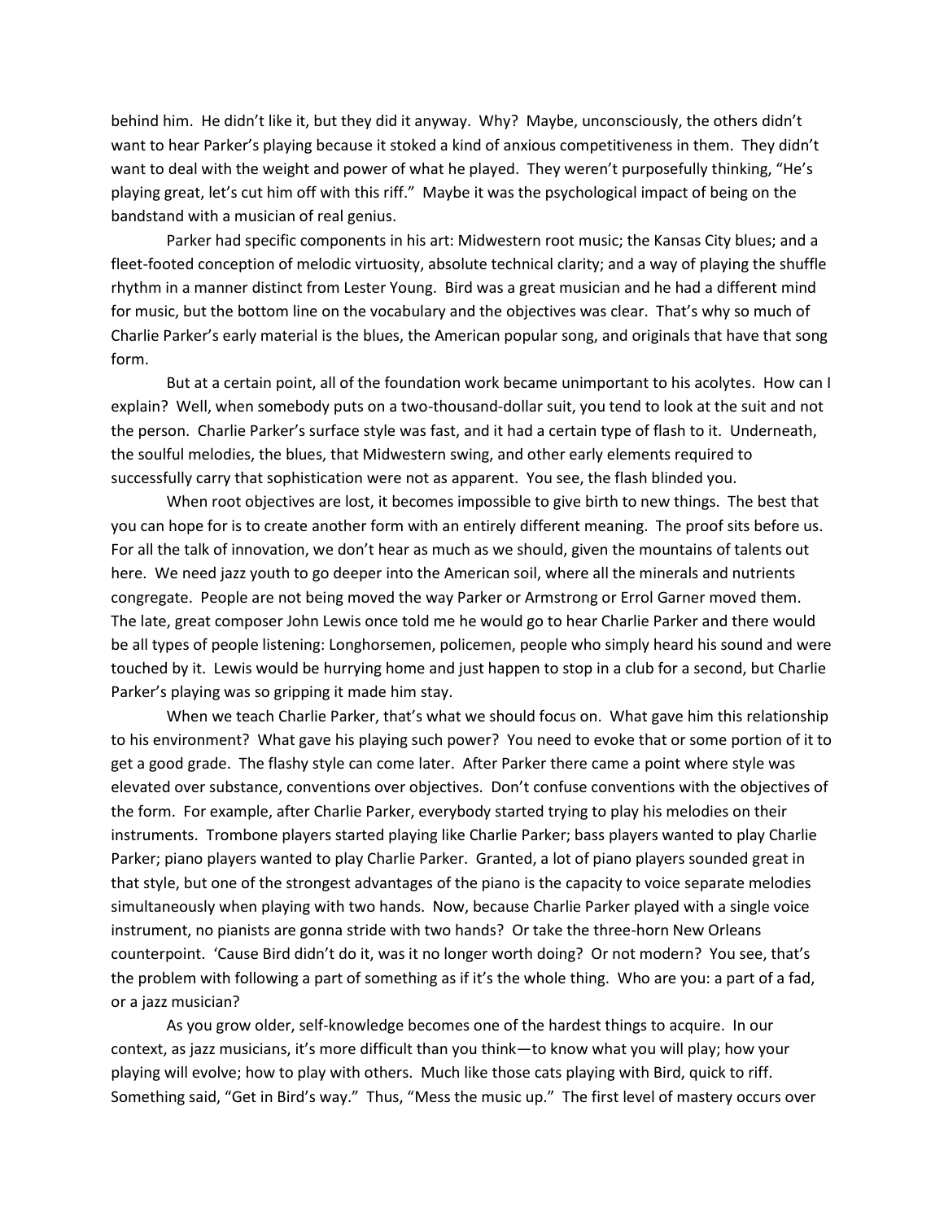behind him. He didn't like it, but they did it anyway. Why? Maybe, unconsciously, the others didn't want to hear Parker's playing because it stoked a kind of anxious competitiveness in them. They didn't want to deal with the weight and power of what he played. They weren't purposefully thinking, "He's playing great, let's cut him off with this riff." Maybe it was the psychological impact of being on the bandstand with a musician of real genius.

Parker had specific components in his art: Midwestern root music; the Kansas City blues; and a fleet-footed conception of melodic virtuosity, absolute technical clarity; and a way of playing the shuffle rhythm in a manner distinct from Lester Young. Bird was a great musician and he had a different mind for music, but the bottom line on the vocabulary and the objectives was clear. That's why so much of Charlie Parker's early material is the blues, the American popular song, and originals that have that song form.

But at a certain point, all of the foundation work became unimportant to his acolytes. How can I explain? Well, when somebody puts on a two-thousand-dollar suit, you tend to look at the suit and not the person. Charlie Parker's surface style was fast, and it had a certain type of flash to it. Underneath, the soulful melodies, the blues, that Midwestern swing, and other early elements required to successfully carry that sophistication were not as apparent. You see, the flash blinded you.

When root objectives are lost, it becomes impossible to give birth to new things. The best that you can hope for is to create another form with an entirely different meaning. The proof sits before us. For all the talk of innovation, we don't hear as much as we should, given the mountains of talents out here. We need jazz youth to go deeper into the American soil, where all the minerals and nutrients congregate. People are not being moved the way Parker or Armstrong or Errol Garner moved them. The late, great composer John Lewis once told me he would go to hear Charlie Parker and there would be all types of people listening: Longhorsemen, policemen, people who simply heard his sound and were touched by it. Lewis would be hurrying home and just happen to stop in a club for a second, but Charlie Parker's playing was so gripping it made him stay.

When we teach Charlie Parker, that's what we should focus on. What gave him this relationship to his environment? What gave his playing such power? You need to evoke that or some portion of it to get a good grade. The flashy style can come later. After Parker there came a point where style was elevated over substance, conventions over objectives. Don't confuse conventions with the objectives of the form. For example, after Charlie Parker, everybody started trying to play his melodies on their instruments. Trombone players started playing like Charlie Parker; bass players wanted to play Charlie Parker; piano players wanted to play Charlie Parker. Granted, a lot of piano players sounded great in that style, but one of the strongest advantages of the piano is the capacity to voice separate melodies simultaneously when playing with two hands. Now, because Charlie Parker played with a single voice instrument, no pianists are gonna stride with two hands? Or take the three-horn New Orleans counterpoint. 'Cause Bird didn't do it, was it no longer worth doing? Or not modern? You see, that's the problem with following a part of something as if it's the whole thing. Who are you: a part of a fad, or a jazz musician?

As you grow older, self-knowledge becomes one of the hardest things to acquire. In our context, as jazz musicians, it's more difficult than you think—to know what you will play; how your playing will evolve; how to play with others. Much like those cats playing with Bird, quick to riff. Something said, "Get in Bird's way." Thus, "Mess the music up." The first level of mastery occurs over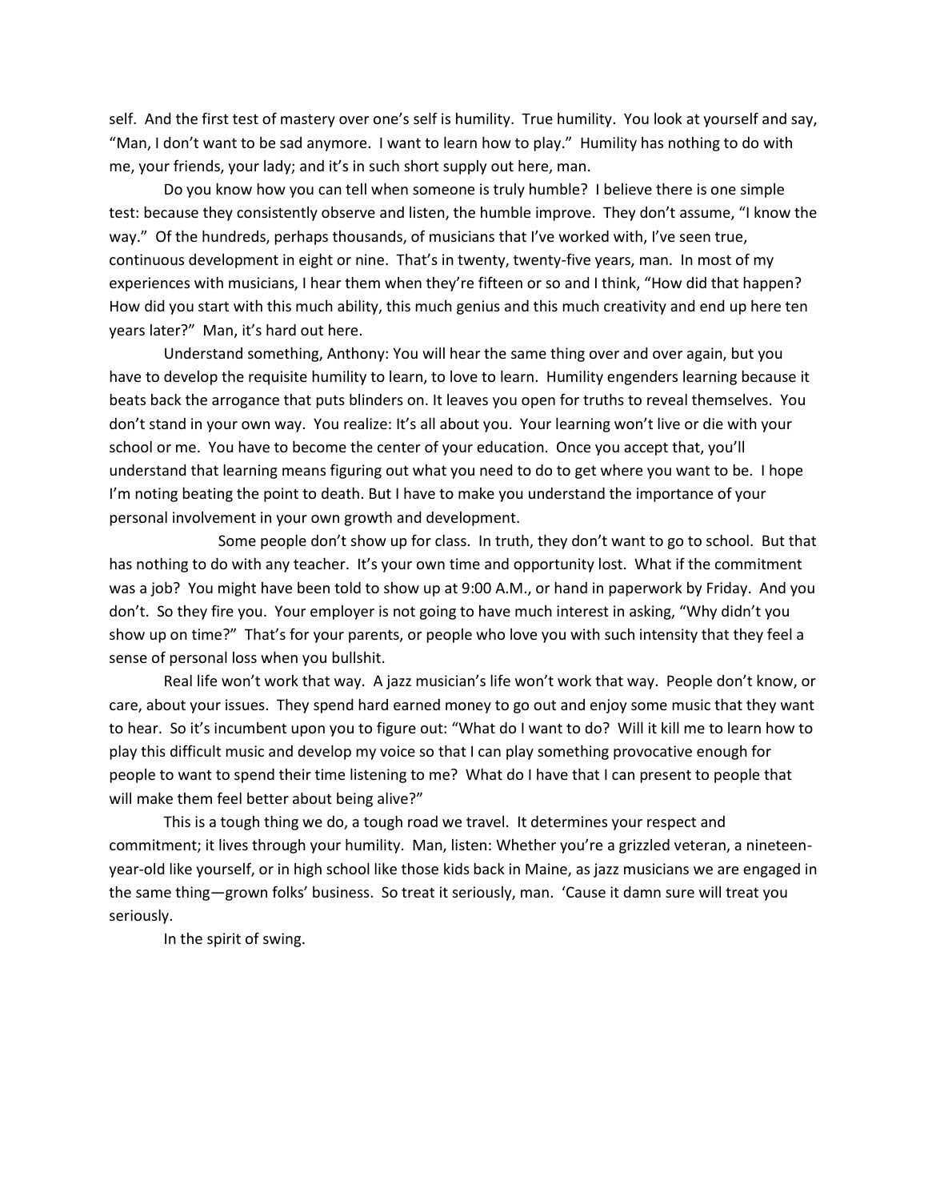self. And the first test of mastery over one's self is humility. True humility. You look at yourself and say, "Man, I don't want to be sad anymore. I want to learn how to play." Humility has nothing to do with me, your friends, your lady; and it's in such short supply out here, man.

Do you know how you can tell when someone is truly humble? I believe there is one simple test: because they consistently observe and listen, the humble improve. They don't assume, "I know the way." Of the hundreds, perhaps thousands, of musicians that I've worked with, I've seen true, continuous development in eight or nine. That's in twenty, twenty-five years, man. In most of my experiences with musicians, I hear them when they're fifteen or so and I think, "How did that happen? How did you start with this much ability, this much genius and this much creativity and end up here ten years later?" Man, it's hard out here.

Understand something, Anthony: You will hear the same thing over and over again, but you have to develop the requisite humility to learn, to love to learn. Humility engenders learning because it beats back the arrogance that puts blinders on. It leaves you open for truths to reveal themselves. You don't stand in your own way. You realize: It's all about you. Your learning won't live or die with your school or me. You have to become the center of your education. Once you accept that, you'll understand that learning means figuring out what you need to do to get where you want to be. I hope I'm noting beating the point to death. But I have to make you understand the importance of your personal involvement in your own growth and development.

Some people don't show up for class. In truth, they don't want to go to school. But that has nothing to do with any teacher. It's your own time and opportunity lost. What if the commitment was a job? You might have been told to show up at 9:00 A.M., or hand in paperwork by Friday. And you don't. So they fire you. Your employer is not going to have much interest in asking, "Why didn't you show up on time?" That's for your parents, or people who love you with such intensity that they feel a sense of personal loss when you bullshit.

Real life won't work that way. A jazz musician's life won't work that way. People don't know, or care, about your issues. They spend hard earned money to go out and enjoy some music that they want to hear. So it's incumbent upon you to figure out: "What do I want to do? Will it kill me to learn how to play this difficult music and develop my voice so that I can play something provocative enough for people to want to spend their time listening to me? What do I have that I can present to people that will make them feel better about being alive?"

This is a tough thing we do, a tough road we travel. It determines your respect and commitment; it lives through your humility. Man, listen: Whether you're a grizzled veteran, a nineteen-year-old like yourself, or in high school like those kids back in Maine, as jazz musicians we are engaged in the same thing—grown folks' business. So treat it seriously, man. 'Cause it damn sure will treat you seriously.

In the spirit of swing.